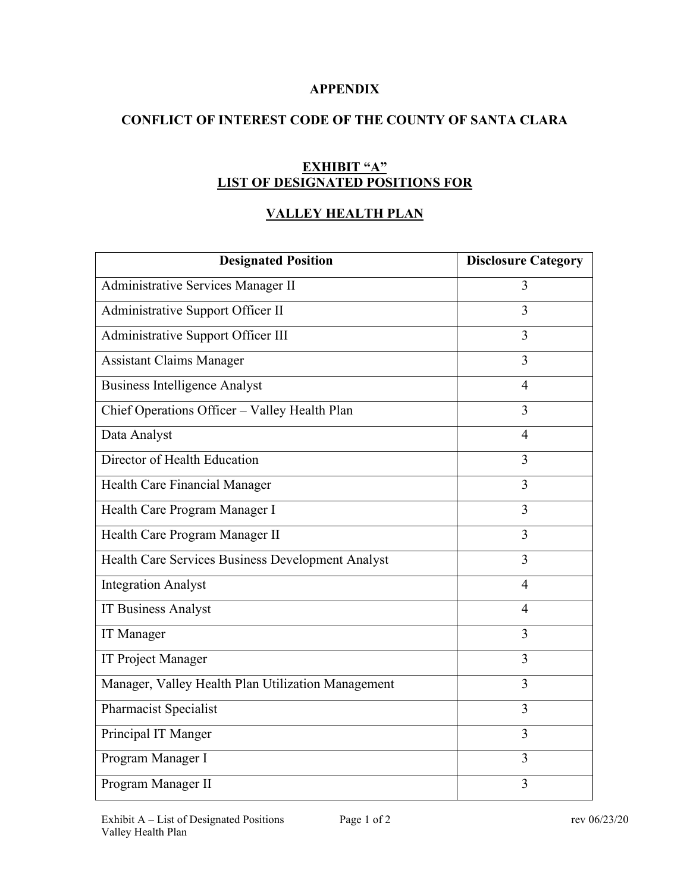**APPENDIX**

**CONFLICT OF INTEREST CODE OF THE COUNTY OF SANTA CLARA**

**EXHIBIT "A"**
**LIST OF DESIGNATED POSITIONS FOR**

**VALLEY HEALTH PLAN**

| Designated Position | Disclosure Category |
|---|---|
| Administrative Services Manager II | 3 |
| Administrative Support Officer II | 3 |
| Administrative Support Officer III | 3 |
| Assistant Claims Manager | 3 |
| Business Intelligence Analyst | 4 |
| Chief Operations Officer – Valley Health Plan | 3 |
| Data Analyst | 4 |
| Director of Health Education | 3 |
| Health Care Financial Manager | 3 |
| Health Care Program Manager I | 3 |
| Health Care Program Manager II | 3 |
| Health Care Services Business Development Analyst | 3 |
| Integration Analyst | 4 |
| IT Business Analyst | 4 |
| IT Manager | 3 |
| IT Project Manager | 3 |
| Manager, Valley Health Plan Utilization Management | 3 |
| Pharmacist Specialist | 3 |
| Principal IT Manger | 3 |
| Program Manager I | 3 |
| Program Manager II | 3 |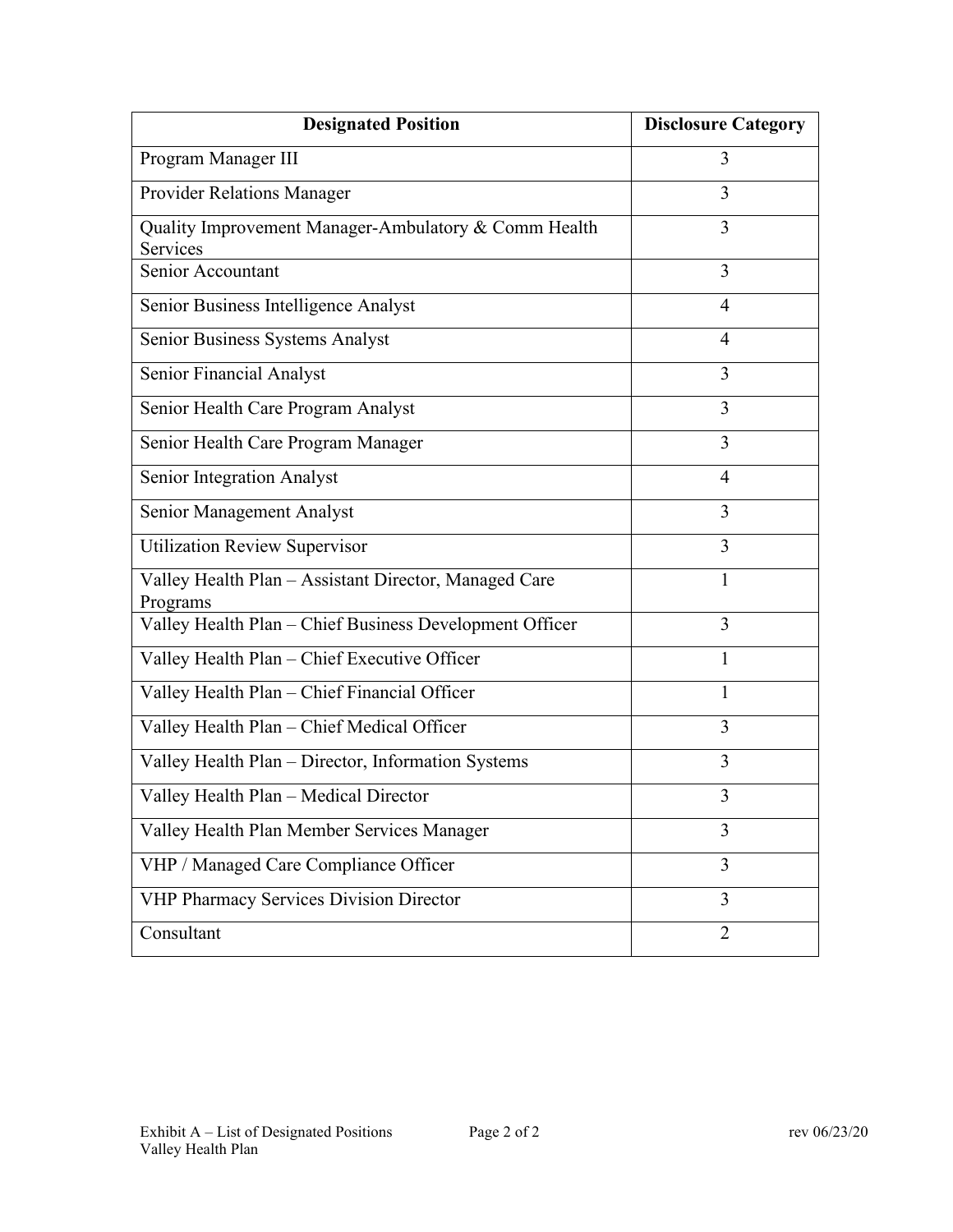| Designated Position | Disclosure Category |
|---|---|
| Program Manager III | 3 |
| Provider Relations Manager | 3 |
| Quality Improvement Manager-Ambulatory & Comm Health Services | 3 |
| Senior Accountant | 3 |
| Senior Business Intelligence Analyst | 4 |
| Senior Business Systems Analyst | 4 |
| Senior Financial Analyst | 3 |
| Senior Health Care Program Analyst | 3 |
| Senior Health Care Program Manager | 3 |
| Senior Integration Analyst | 4 |
| Senior Management Analyst | 3 |
| Utilization Review Supervisor | 3 |
| Valley Health Plan – Assistant Director, Managed Care Programs | 1 |
| Valley Health Plan – Chief Business Development Officer | 3 |
| Valley Health Plan – Chief Executive Officer | 1 |
| Valley Health Plan – Chief Financial Officer | 1 |
| Valley Health Plan – Chief Medical Officer | 3 |
| Valley Health Plan – Director, Information Systems | 3 |
| Valley Health Plan – Medical Director | 3 |
| Valley Health Plan Member Services Manager | 3 |
| VHP / Managed Care Compliance Officer | 3 |
| VHP Pharmacy Services Division Director | 3 |
| Consultant | 2 |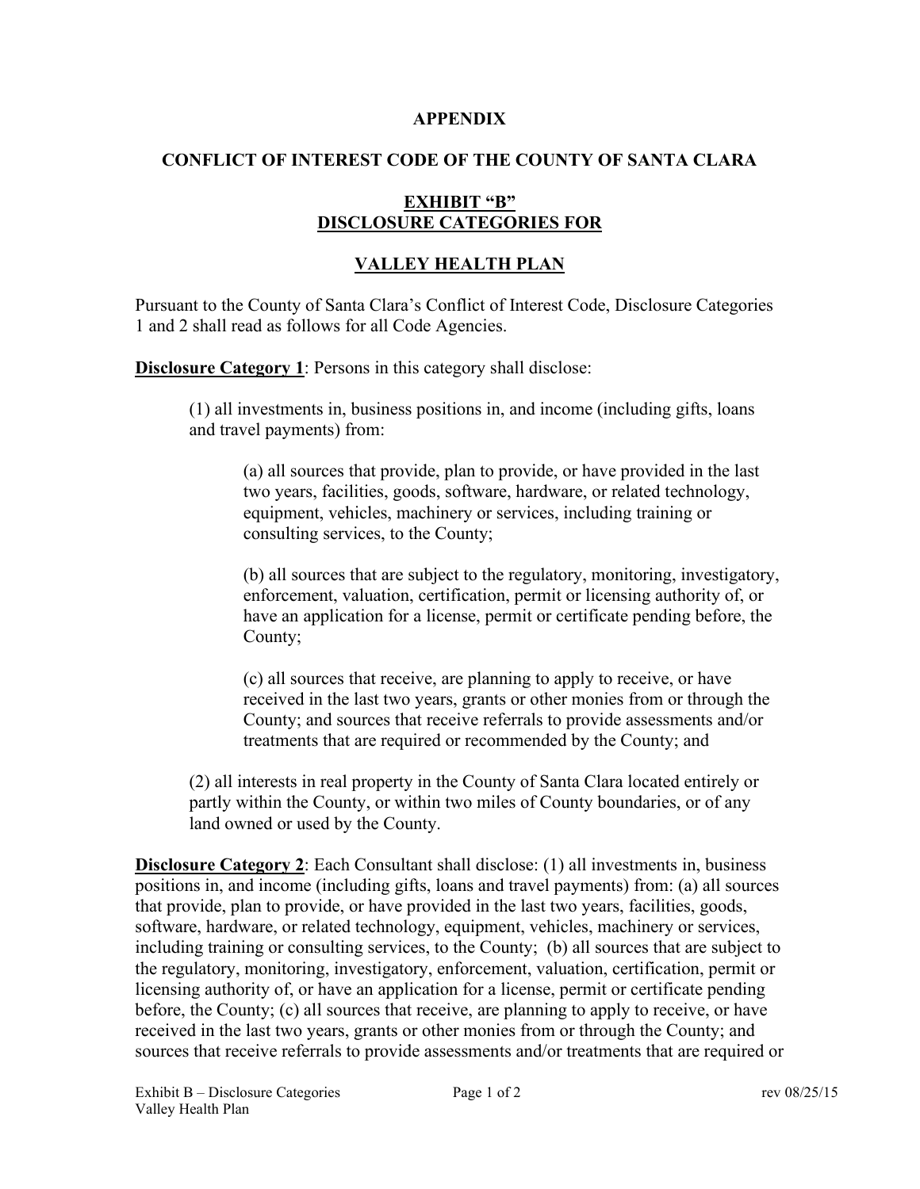**APPENDIX**

**CONFLICT OF INTEREST CODE OF THE COUNTY OF SANTA CLARA**

**EXHIBIT "B"**
**DISCLOSURE CATEGORIES FOR**

**VALLEY HEALTH PLAN**

Pursuant to the County of Santa Clara's Conflict of Interest Code, Disclosure Categories 1 and 2 shall read as follows for all Code Agencies.

**Disclosure Category 1**: Persons in this category shall disclose:

> (1) all investments in, business positions in, and income (including gifts, loans and travel payments) from:
>
> > (a) all sources that provide, plan to provide, or have provided in the last two years, facilities, goods, software, hardware, or related technology, equipment, vehicles, machinery or services, including training or consulting services, to the County;
> >
> > (b) all sources that are subject to the regulatory, monitoring, investigatory, enforcement, valuation, certification, permit or licensing authority of, or have an application for a license, permit or certificate pending before, the County;
> >
> > (c) all sources that receive, are planning to apply to receive, or have received in the last two years, grants or other monies from or through the County; and sources that receive referrals to provide assessments and/or treatments that are required or recommended by the County; and
>
> (2) all interests in real property in the County of Santa Clara located entirely or partly within the County, or within two miles of County boundaries, or of any land owned or used by the County.

**Disclosure Category 2**: Each Consultant shall disclose: (1) all investments in, business positions in, and income (including gifts, loans and travel payments) from: (a) all sources that provide, plan to provide, or have provided in the last two years, facilities, goods, software, hardware, or related technology, equipment, vehicles, machinery or services, including training or consulting services, to the County; (b) all sources that are subject to the regulatory, monitoring, investigatory, enforcement, valuation, certification, permit or licensing authority of, or have an application for a license, permit or certificate pending before, the County; (c) all sources that receive, are planning to apply to receive, or have received in the last two years, grants or other monies from or through the County; and sources that receive referrals to provide assessments and/or treatments that are required or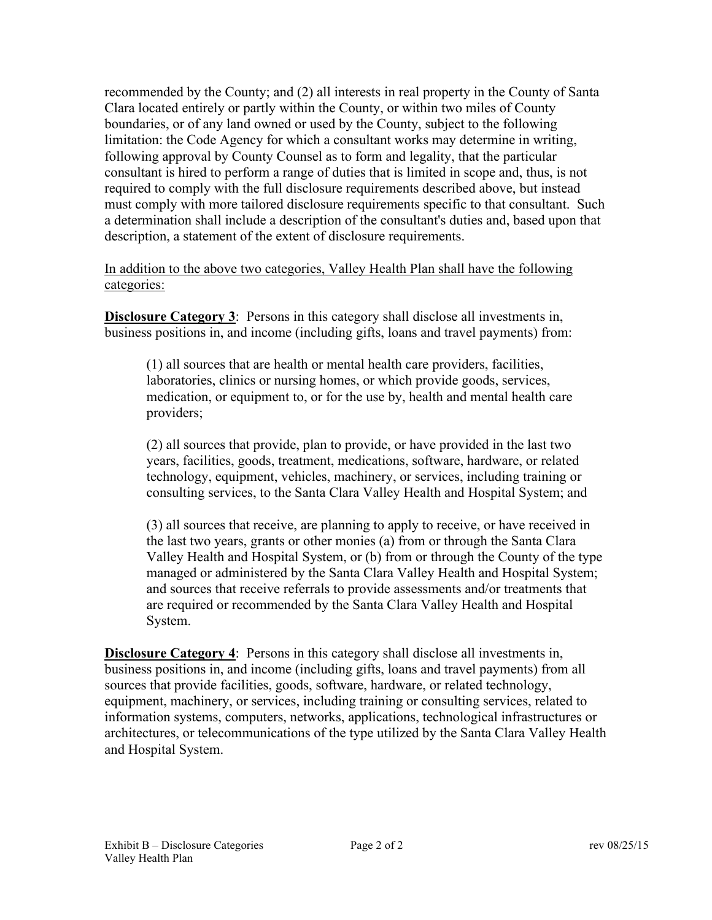recommended by the County; and (2) all interests in real property in the County of Santa Clara located entirely or partly within the County, or within two miles of County boundaries, or of any land owned or used by the County, subject to the following limitation: the Code Agency for which a consultant works may determine in writing, following approval by County Counsel as to form and legality, that the particular consultant is hired to perform a range of duties that is limited in scope and, thus, is not required to comply with the full disclosure requirements described above, but instead must comply with more tailored disclosure requirements specific to that consultant. Such a determination shall include a description of the consultant's duties and, based upon that description, a statement of the extent of disclosure requirements.

<u>In addition to the above two categories, Valley Health Plan shall have the following categories:</u>

**<u>Disclosure Category 3</u>**: Persons in this category shall disclose all investments in, business positions in, and income (including gifts, loans and travel payments) from:

> (1) all sources that are health or mental health care providers, facilities, laboratories, clinics or nursing homes, or which provide goods, services, medication, or equipment to, or for the use by, health and mental health care providers;
>
> (2) all sources that provide, plan to provide, or have provided in the last two years, facilities, goods, treatment, medications, software, hardware, or related technology, equipment, vehicles, machinery, or services, including training or consulting services, to the Santa Clara Valley Health and Hospital System; and
>
> (3) all sources that receive, are planning to apply to receive, or have received in the last two years, grants or other monies (a) from or through the Santa Clara Valley Health and Hospital System, or (b) from or through the County of the type managed or administered by the Santa Clara Valley Health and Hospital System; and sources that receive referrals to provide assessments and/or treatments that are required or recommended by the Santa Clara Valley Health and Hospital System.

**<u>Disclosure Category 4</u>**: Persons in this category shall disclose all investments in, business positions in, and income (including gifts, loans and travel payments) from all sources that provide facilities, goods, software, hardware, or related technology, equipment, machinery, or services, including training or consulting services, related to information systems, computers, networks, applications, technological infrastructures or architectures, or telecommunications of the type utilized by the Santa Clara Valley Health and Hospital System.